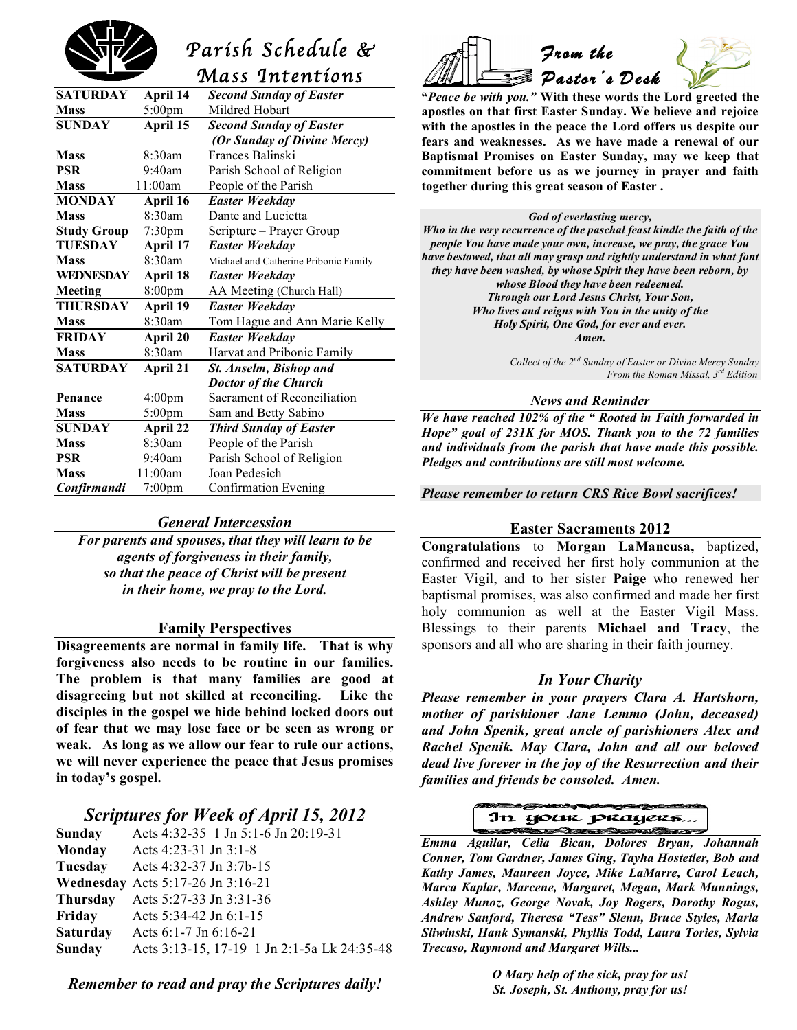# Parish Schedule & Mass Intentions

| | | |
|---|---|---|
| **SATURDAY** | **April 14** | ***Second Sunday of Easter*** |
| **Mass** | 5:00pm | Mildred Hobart |
| **SUNDAY** | **April 15** | ***Second Sunday of Easter (Or Sunday of Divine Mercy)*** |
| **Mass** | 8:30am | Frances Balinski |
| **PSR** | 9:40am | Parish School of Religion |
| **Mass** | 11:00am | People of the Parish |
| **MONDAY** | **April 16** | ***Easter Weekday*** |
| **Mass** | 8:30am | Dante and Lucietta |
| **Study Group** | 7:30pm | Scripture – Prayer Group |
| **TUESDAY** | **April 17** | ***Easter Weekday*** |
| **Mass** | 8:30am | Michael and Catherine Pribonic Family |
| **WEDNESDAY** | **April 18** | ***Easter Weekday*** |
| **Meeting** | 8:00pm | AA Meeting (Church Hall) |
| **THURSDAY** | **April 19** | ***Easter Weekday*** |
| **Mass** | 8:30am | Tom Hague and Ann Marie Kelly |
| **FRIDAY** | **April 20** | ***Easter Weekday*** |
| **Mass** | 8:30am | Harvat and Pribonic Family |
| **SATURDAY** | **April 21** | ***St. Anselm, Bishop and Doctor of the Church*** |
| **Penance** | 4:00pm | Sacrament of Reconciliation |
| **Mass** | 5:00pm | Sam and Betty Sabino |
| **SUNDAY** | **April 22** | ***Third Sunday of Easter*** |
| **Mass** | 8:30am | People of the Parish |
| **PSR** | 9:40am | Parish School of Religion |
| **Mass** | 11:00am | Joan Pedesich |
| ***Confirmandi*** | 7:00pm | Confirmation Evening |

## *General Intercession*

***For parents and spouses, that they will learn to be agents of forgiveness in their family, so that the peace of Christ will be present in their home, we pray to the Lord.***

## Family Perspectives

**Disagreements are normal in family life. That is why forgiveness also needs to be routine in our families. The problem is that many families are good at disagreeing but not skilled at reconciling. Like the disciples in the gospel we hide behind locked doors out of fear that we may lose face or be seen as wrong or weak. As long as we allow our fear to rule our actions, we will never experience the peace that Jesus promises in today's gospel.**

## *Scriptures for Week of April 15, 2012*

| | |
|---|---|
| **Sunday** | Acts 4:32-35 1 Jn 5:1-6 Jn 20:19-31 |
| **Monday** | Acts 4:23-31 Jn 3:1-8 |
| **Tuesday** | Acts 4:32-37 Jn 3:7b-15 |
| **Wednesday** | Acts 5:17-26 Jn 3:16-21 |
| **Thursday** | Acts 5:27-33 Jn 3:31-36 |
| **Friday** | Acts 5:34-42 Jn 6:1-15 |
| **Saturday** | Acts 6:1-7 Jn 6:16-21 |
| **Sunday** | Acts 3:13-15, 17-19 1 Jn 2:1-5a Lk 24:35-48 |

***Remember to read and pray the Scriptures daily!***

# From the Pastor's Desk

**"*Peace be with you.*" With these words the Lord greeted the apostles on that first Easter Sunday. We believe and rejoice with the apostles in the peace the Lord offers us despite our fears and weaknesses. As we have made a renewal of our Baptismal Promises on Easter Sunday, may we keep that commitment before us as we journey in prayer and faith together during this great season of Easter .**

***God of everlasting mercy,
Who in the very recurrence of the paschal feast kindle the faith of the people You have made your own, increase, we pray, the grace You have bestowed, that all may grasp and rightly understand in what font they have been washed, by whose Spirit they have been reborn, by whose Blood they have been redeemed.
Through our Lord Jesus Christ, Your Son,
Who lives and reigns with You in the unity of the Holy Spirit, One God, for ever and ever.
Amen.***

*Collect of the 2nd Sunday of Easter or Divine Mercy Sunday
From the Roman Missal, 3rd Edition*

## *News and Reminder*

***We have reached 102% of the " Rooted in Faith forwarded in Hope" goal of 231K for MOS. Thank you to the 72 families and individuals from the parish that have made this possible. Pledges and contributions are still most welcome.***

***Please remember to return CRS Rice Bowl sacrifices!***

## Easter Sacraments 2012

**Congratulations** to **Morgan LaMancusa,** baptized, confirmed and received her first holy communion at the Easter Vigil, and to her sister **Paige** who renewed her baptismal promises, was also confirmed and made her first holy communion as well at the Easter Vigil Mass. Blessings to their parents **Michael and Tracy**, the sponsors and all who are sharing in their faith journey.

## *In Your Charity*

***Please remember in your prayers Clara A. Hartshorn, mother of parishioner Jane Lemmo (John, deceased) and John Spenik, great uncle of parishioners Alex and Rachel Spenik. May Clara, John and all our beloved dead live forever in the joy of the Resurrection and their families and friends be consoled. Amen.***

## In your prayers...

***Emma Aguilar, Celia Bican, Dolores Bryan, Johannah Conner, Tom Gardner, James Ging, Tayha Hostetler, Bob and Kathy James, Maureen Joyce, Mike LaMarre, Carol Leach, Marca Kaplar, Marcene, Margaret, Megan, Mark Munnings, Ashley Munoz, George Novak, Joy Rogers, Dorothy Rogus, Andrew Sanford, Theresa "Tess" Slenn, Bruce Styles, Marla Sliwinski, Hank Symanski, Phyllis Todd, Laura Tories, Sylvia Trecaso, Raymond and Margaret Wills...***

***O Mary help of the sick, pray for us!
St. Joseph, St. Anthony, pray for us!***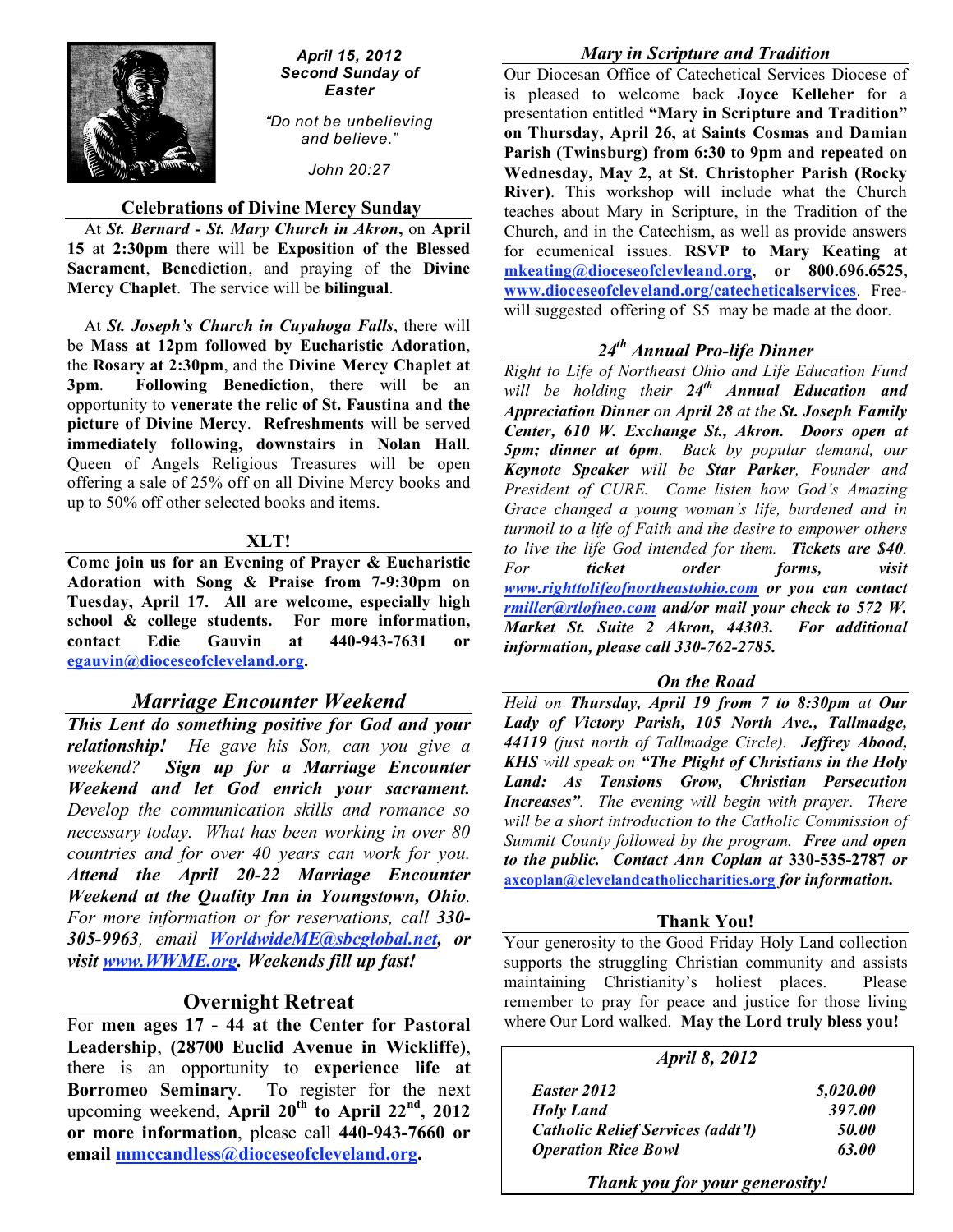*April 15, 2012*
*Second Sunday of Easter*

*"Do not be unbelieving and believe."*

*John 20:27*

## Celebrations of Divine Mercy Sunday

At ***St. Bernard - St. Mary Church in Akron***, on **April 15** at **2:30pm** there will be **Exposition of the Blessed Sacrament**, **Benediction**, and praying of the **Divine Mercy Chaplet**. The service will be **bilingual**.

At ***St. Joseph's Church in Cuyahoga Falls***, there will be **Mass at 12pm followed by Eucharistic Adoration**, the **Rosary at 2:30pm**, and the **Divine Mercy Chaplet at 3pm**. **Following Benediction**, there will be an opportunity to **venerate the relic of St. Faustina and the picture of Divine Mercy**. **Refreshments** will be served **immediately following, downstairs in Nolan Hall**. Queen of Angels Religious Treasures will be open offering a sale of 25% off on all Divine Mercy books and up to 50% off other selected books and items.

## XLT!

**Come join us for an Evening of Prayer & Eucharistic Adoration with Song & Praise from 7-9:30pm on Tuesday, April 17. All are welcome, especially high school & college students. For more information, contact Edie Gauvin at 440-943-7631 or egauvin@dioceseofcleveland.org.**

## *Marriage Encounter Weekend*

***This Lent do something positive for God and your relationship!*** *He gave his Son, can you give a weekend?* ***Sign up for a Marriage Encounter Weekend and let God enrich your sacrament.*** *Develop the communication skills and romance so necessary today. What has been working in over 80 countries and for over 40 years can work for you.* ***Attend the April 20-22 Marriage Encounter Weekend at the Quality Inn in Youngstown, Ohio****. For more information or for reservations, call* ***330-305-9963****, email* ***WorldwideME@sbcglobal.net****, or visit* ***www.WWME.org. Weekends fill up fast!***

## Overnight Retreat

For **men ages 17 - 44 at the Center for Pastoral Leadership**, **(28700 Euclid Avenue in Wickliffe)**, there is an opportunity to **experience life at Borromeo Seminary**. To register for the next upcoming weekend, **April 20th to April 22nd, 2012 or more information**, please call **440-943-7660 or email mmccandless@dioceseofcleveland.org.**

## *Mary in Scripture and Tradition*

Our Diocesan Office of Catechetical Services Diocese of is pleased to welcome back **Joyce Kelleher** for a presentation entitled **"Mary in Scripture and Tradition" on Thursday, April 26, at Saints Cosmas and Damian Parish (Twinsburg) from 6:30 to 9pm and repeated on Wednesday, May 2, at St. Christopher Parish (Rocky River)**. This workshop will include what the Church teaches about Mary in Scripture, in the Tradition of the Church, and in the Catechism, as well as provide answers for ecumenical issues. **RSVP to Mary Keating at mkeating@dioceseofclevleand.org, or 800.696.6525,** www.dioceseofcleveland.org/catecheticalservices. Free-will suggested offering of $5 may be made at the door.

## *24th Annual Pro-life Dinner*

*Right to Life of Northeast Ohio and Life Education Fund will be holding their* ***24th Annual Education and Appreciation Dinner*** *on* ***April 28*** *at the* ***St. Joseph Family Center, 610 W. Exchange St., Akron. Doors open at 5pm; dinner at 6pm****. Back by popular demand, our* ***Keynote Speaker*** *will be* ***Star Parker****, Founder and President of CURE. Come listen how God's Amazing Grace changed a young woman's life, burdened and in turmoil to a life of Faith and the desire to empower others to live the life God intended for them.* ***Tickets are $40****.* ***For ticket order forms, visit www.righttolifeofnortheastohio.com or you can contact rmiller@rtlofneo.com and/or mail your check to 572 W. Market St. Suite 2 Akron, 44303. For additional information, please call 330-762-2785.***

## *On the Road*

*Held on* ***Thursday, April 19 from 7 to 8:30pm*** *at* ***Our Lady of Victory Parish, 105 North Ave., Tallmadge, 44119*** *(just north of Tallmadge Circle).* ***Jeffrey Abood, KHS*** *will speak on* ***"The Plight of Christians in the Holy Land: As Tensions Grow, Christian Persecution Increases"****. The evening will begin with prayer. There will be a short introduction to the Catholic Commission of Summit County followed by the program.* ***Free*** *and* ***open to the public. Contact Ann Coplan at 330-535-2787 or axcoplan@clevelandcatholiccharities.org for information.***

## Thank You!

Your generosity to the Good Friday Holy Land collection supports the struggling Christian community and assists maintaining Christianity's holiest places. Please remember to pray for peace and justice for those living where Our Lord walked. **May the Lord truly bless you!**

| *April 8, 2012* | |
|---|---|
| ***Easter 2012*** | ***5,020.00*** |
| ***Holy Land*** | ***397.00*** |
| ***Catholic Relief Services (addt'l)*** | ***50.00*** |
| ***Operation Rice Bowl*** | ***63.00*** |

***Thank you for your generosity!***